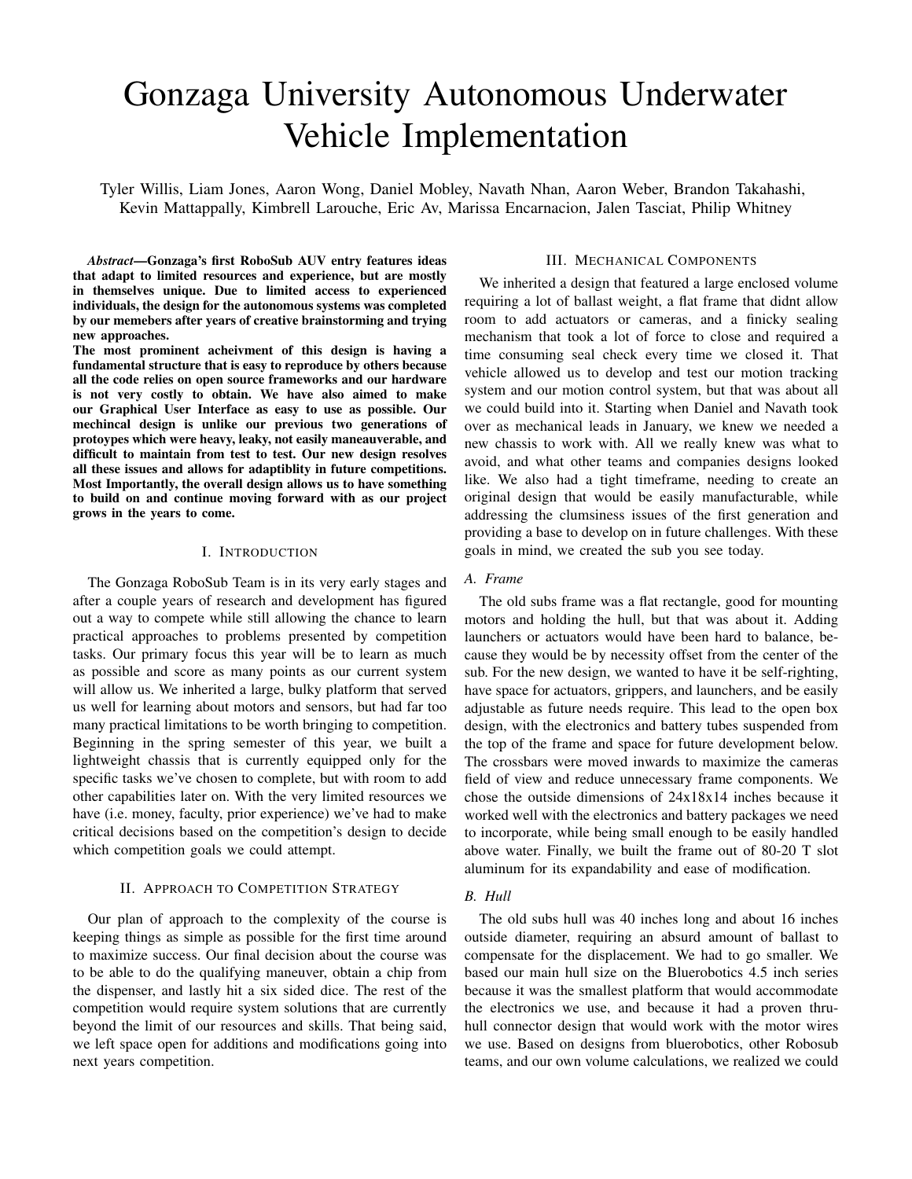# Gonzaga University Autonomous Underwater Vehicle Implementation

Tyler Willis, Liam Jones, Aaron Wong, Daniel Mobley, Navath Nhan, Aaron Weber, Brandon Takahashi, Kevin Mattappally, Kimbrell Larouche, Eric Av, Marissa Encarnacion, Jalen Tasciat, Philip Whitney

***Abstract*—Gonzaga's first RoboSub AUV entry features ideas that adapt to limited resources and experience, but are mostly in themselves unique. Due to limited access to experienced individuals, the design for the autonomous systems was completed by our memebers after years of creative brainstorming and trying new approaches.**

**The most prominent acheivment of this design is having a fundamental structure that is easy to reproduce by others because all the code relies on open source frameworks and our hardware is not very costly to obtain. We have also aimed to make our Graphical User Interface as easy to use as possible. Our mechincal design is unlike our previous two generations of protoypes which were heavy, leaky, not easily maneuverable, and difficult to maintain from test to test. Our new design resolves all these issues and allows for adaptiblity in future competitions. Most Importantly, the overall design allows us to have something to build on and continue moving forward with as our project grows in the years to come.**

## I. Introduction

The Gonzaga RoboSub Team is in its very early stages and after a couple years of research and development has figured out a way to compete while still allowing the chance to learn practical approaches to problems presented by competition tasks. Our primary focus this year will be to learn as much as possible and score as many points as our current system will allow us. We inherited a large, bulky platform that served us well for learning about motors and sensors, but had far too many practical limitations to be worth bringing to competition. Beginning in the spring semester of this year, we built a lightweight chassis that is currently equipped only for the specific tasks we've chosen to complete, but with room to add other capabilities later on. With the very limited resources we have (i.e. money, faculty, prior experience) we've had to make critical decisions based on the competition's design to decide which competition goals we could attempt.

## II. Approach to Competition Strategy

Our plan of approach to the complexity of the course is keeping things as simple as possible for the first time around to maximize success. Our final decision about the course was to be able to do the qualifying maneuver, obtain a chip from the dispenser, and lastly hit a six sided dice. The rest of the competition would require system solutions that are currently beyond the limit of our resources and skills. That being said, we left space open for additions and modifications going into next years competition.

## III. Mechanical Components

We inherited a design that featured a large enclosed volume requiring a lot of ballast weight, a flat frame that didnt allow room to add actuators or cameras, and a finicky sealing mechanism that took a lot of force to close and required a time consuming seal check every time we closed it. That vehicle allowed us to develop and test our motion tracking system and our motion control system, but that was about all we could build into it. Starting when Daniel and Navath took over as mechanical leads in January, we knew we needed a new chassis to work with. All we really knew was what to avoid, and what other teams and companies designs looked like. We also had a tight timeframe, needing to create an original design that would be easily manufacturable, while addressing the clumsiness issues of the first generation and providing a base to develop on in future challenges. With these goals in mind, we created the sub you see today.

### *A. Frame*

The old subs frame was a flat rectangle, good for mounting motors and holding the hull, but that was about it. Adding launchers or actuators would have been hard to balance, because they would be by necessity offset from the center of the sub. For the new design, we wanted to have it be self-righting, have space for actuators, grippers, and launchers, and be easily adjustable as future needs require. This lead to the open box design, with the electronics and battery tubes suspended from the top of the frame and space for future development below. The crossbars were moved inwards to maximize the cameras field of view and reduce unnecessary frame components. We chose the outside dimensions of 24x18x14 inches because it worked well with the electronics and battery packages we need to incorporate, while being small enough to be easily handled above water. Finally, we built the frame out of 80-20 T slot aluminum for its expandability and ease of modification.

### *B. Hull*

The old subs hull was 40 inches long and about 16 inches outside diameter, requiring an absurd amount of ballast to compensate for the displacement. We had to go smaller. We based our main hull size on the Bluerobotics 4.5 inch series because it was the smallest platform that would accommodate the electronics we use, and because it had a proven thru-hull connector design that would work with the motor wires we use. Based on designs from bluerobotics, other Robosub teams, and our own volume calculations, we realized we could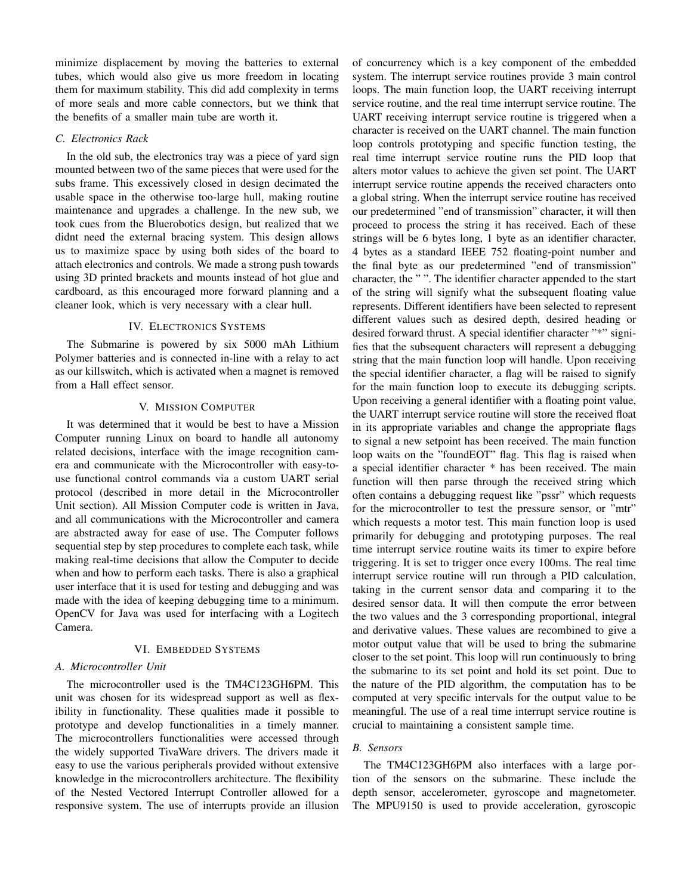minimize displacement by moving the batteries to external tubes, which would also give us more freedom in locating them for maximum stability. This did add complexity in terms of more seals and more cable connectors, but we think that the benefits of a smaller main tube are worth it.

### C. Electronics Rack

In the old sub, the electronics tray was a piece of yard sign mounted between two of the same pieces that were used for the subs frame. This excessively closed in design decimated the usable space in the otherwise too-large hull, making routine maintenance and upgrades a challenge. In the new sub, we took cues from the Bluerobotics design, but realized that we didnt need the external bracing system. This design allows us to maximize space by using both sides of the board to attach electronics and controls. We made a strong push towards using 3D printed brackets and mounts instead of hot glue and cardboard, as this encouraged more forward planning and a cleaner look, which is very necessary with a clear hull.

## IV. Electronics Systems

The Submarine is powered by six 5000 mAh Lithium Polymer batteries and is connected in-line with a relay to act as our killswitch, which is activated when a magnet is removed from a Hall effect sensor.

## V. Mission Computer

It was determined that it would be best to have a Mission Computer running Linux on board to handle all autonomy related decisions, interface with the image recognition camera and communicate with the Microcontroller with easy-to-use functional control commands via a custom UART serial protocol (described in more detail in the Microcontroller Unit section). All Mission Computer code is written in Java, and all communications with the Microcontroller and camera are abstracted away for ease of use. The Computer follows sequential step by step procedures to complete each task, while making real-time decisions that allow the Computer to decide when and how to perform each tasks. There is also a graphical user interface that it is used for testing and debugging and was made with the idea of keeping debugging time to a minimum. OpenCV for Java was used for interfacing with a Logitech Camera.

## VI. Embedded Systems

### A. Microcontroller Unit

The microcontroller used is the TM4C123GH6PM. This unit was chosen for its widespread support as well as flexibility in functionality. These qualities made it possible to prototype and develop functionalities in a timely manner. The microcontrollers functionalities were accessed through the widely supported TivaWare drivers. The drivers made it easy to use the various peripherals provided without extensive knowledge in the microcontrollers architecture. The flexibility of the Nested Vectored Interrupt Controller allowed for a responsive system. The use of interrupts provide an illusion of concurrency which is a key component of the embedded system. The interrupt service routines provide 3 main control loops. The main function loop, the UART receiving interrupt service routine, and the real time interrupt service routine. The UART receiving interrupt service routine is triggered when a character is received on the UART channel. The main function loop controls prototyping and specific function testing, the real time interrupt service routine runs the PID loop that alters motor values to achieve the given set point. The UART interrupt service routine appends the received characters onto a global string. When the interrupt service routine has received our predetermined "end of transmission" character, it will then proceed to process the string it has received. Each of these strings will be 6 bytes long, 1 byte as an identifier character, 4 bytes as a standard IEEE 752 floating-point number and the final byte as our predetermined "end of transmission" character, the " ". The identifier character appended to the start of the string will signify what the subsequent floating value represents. Different identifiers have been selected to represent different values such as desired depth, desired heading or desired forward thrust. A special identifier character "*" signifies that the subsequent characters will represent a debugging string that the main function loop will handle. Upon receiving the special identifier character, a flag will be raised to signify for the main function loop to execute its debugging scripts. Upon receiving a general identifier with a floating point value, the UART interrupt service routine will store the received float in its appropriate variables and change the appropriate flags to signal a new setpoint has been received. The main function loop waits on the "foundEOT" flag. This flag is raised when a special identifier character * has been received. The main function will then parse through the received string which often contains a debugging request like "pssr" which requests for the microcontroller to test the pressure sensor, or "mtr" which requests a motor test. This main function loop is used primarily for debugging and prototyping purposes. The real time interrupt service routine waits its timer to expire before triggering. It is set to trigger once every 100ms. The real time interrupt service routine will run through a PID calculation, taking in the current sensor data and comparing it to the desired sensor data. It will then compute the error between the two values and the 3 corresponding proportional, integral and derivative values. These values are recombined to give a motor output value that will be used to bring the submarine closer to the set point. This loop will run continuously to bring the submarine to its set point and hold its set point. Due to the nature of the PID algorithm, the computation has to be computed at very specific intervals for the output value to be meaningful. The use of a real time interrupt service routine is crucial to maintaining a consistent sample time.

### B. Sensors

The TM4C123GH6PM also interfaces with a large portion of the sensors on the submarine. These include the depth sensor, accelerometer, gyroscope and magnetometer. The MPU9150 is used to provide acceleration, gyroscopic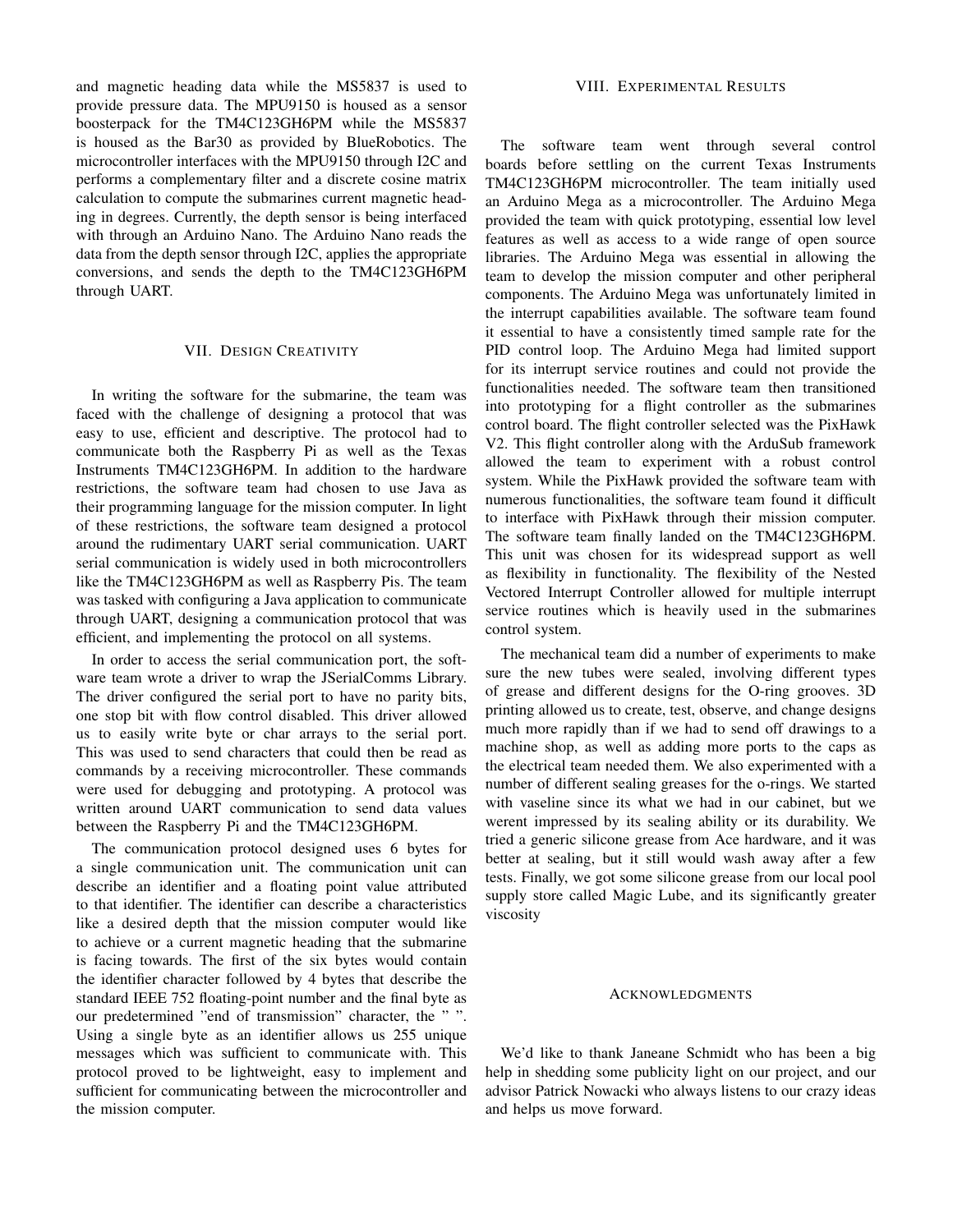and magnetic heading data while the MS5837 is used to provide pressure data. The MPU9150 is housed as a sensor boosterpack for the TM4C123GH6PM while the MS5837 is housed as the Bar30 as provided by BlueRobotics. The microcontroller interfaces with the MPU9150 through I2C and performs a complementary filter and a discrete cosine matrix calculation to compute the submarines current magnetic heading in degrees. Currently, the depth sensor is being interfaced with through an Arduino Nano. The Arduino Nano reads the data from the depth sensor through I2C, applies the appropriate conversions, and sends the depth to the TM4C123GH6PM through UART.

## VII. Design Creativity

In writing the software for the submarine, the team was faced with the challenge of designing a protocol that was easy to use, efficient and descriptive. The protocol had to communicate both the Raspberry Pi as well as the Texas Instruments TM4C123GH6PM. In addition to the hardware restrictions, the software team had chosen to use Java as their programming language for the mission computer. In light of these restrictions, the software team designed a protocol around the rudimentary UART serial communication. UART serial communication is widely used in both microcontrollers like the TM4C123GH6PM as well as Raspberry Pis. The team was tasked with configuring a Java application to communicate through UART, designing a communication protocol that was efficient, and implementing the protocol on all systems.

In order to access the serial communication port, the software team wrote a driver to wrap the JSerialComms Library. The driver configured the serial port to have no parity bits, one stop bit with flow control disabled. This driver allowed us to easily write byte or char arrays to the serial port. This was used to send characters that could then be read as commands by a receiving microcontroller. These commands were used for debugging and prototyping. A protocol was written around UART communication to send data values between the Raspberry Pi and the TM4C123GH6PM.

The communication protocol designed uses 6 bytes for a single communication unit. The communication unit can describe an identifier and a floating point value attributed to that identifier. The identifier can describe a characteristics like a desired depth that the mission computer would like to achieve or a current magnetic heading that the submarine is facing towards. The first of the six bytes would contain the identifier character followed by 4 bytes that describe the standard IEEE 752 floating-point number and the final byte as our predetermined "end of transmission" character, the " ". Using a single byte as an identifier allows us 255 unique messages which was sufficient to communicate with. This protocol proved to be lightweight, easy to implement and sufficient for communicating between the microcontroller and the mission computer.

## VIII. Experimental Results

The software team went through several control boards before settling on the current Texas Instruments TM4C123GH6PM microcontroller. The team initially used an Arduino Mega as a microcontroller. The Arduino Mega provided the team with quick prototyping, essential low level features as well as access to a wide range of open source libraries. The Arduino Mega was essential in allowing the team to develop the mission computer and other peripheral components. The Arduino Mega was unfortunately limited in the interrupt capabilities available. The software team found it essential to have a consistently timed sample rate for the PID control loop. The Arduino Mega had limited support for its interrupt service routines and could not provide the functionalities needed. The software team then transitioned into prototyping for a flight controller as the submarines control board. The flight controller selected was the PixHawk V2. This flight controller along with the ArduSub framework allowed the team to experiment with a robust control system. While the PixHawk provided the software team with numerous functionalities, the software team found it difficult to interface with PixHawk through their mission computer. The software team finally landed on the TM4C123GH6PM. This unit was chosen for its widespread support as well as flexibility in functionality. The flexibility of the Nested Vectored Interrupt Controller allowed for multiple interrupt service routines which is heavily used in the submarines control system.

The mechanical team did a number of experiments to make sure the new tubes were sealed, involving different types of grease and different designs for the O-ring grooves. 3D printing allowed us to create, test, observe, and change designs much more rapidly than if we had to send off drawings to a machine shop, as well as adding more ports to the caps as the electrical team needed them. We also experimented with a number of different sealing greases for the o-rings. We started with vaseline since its what we had in our cabinet, but we werent impressed by its sealing ability or its durability. We tried a generic silicone grease from Ace hardware, and it was better at sealing, but it still would wash away after a few tests. Finally, we got some silicone grease from our local pool supply store called Magic Lube, and its significantly greater viscosity

## Acknowledgments

We'd like to thank Janeane Schmidt who has been a big help in shedding some publicity light on our project, and our advisor Patrick Nowacki who always listens to our crazy ideas and helps us move forward.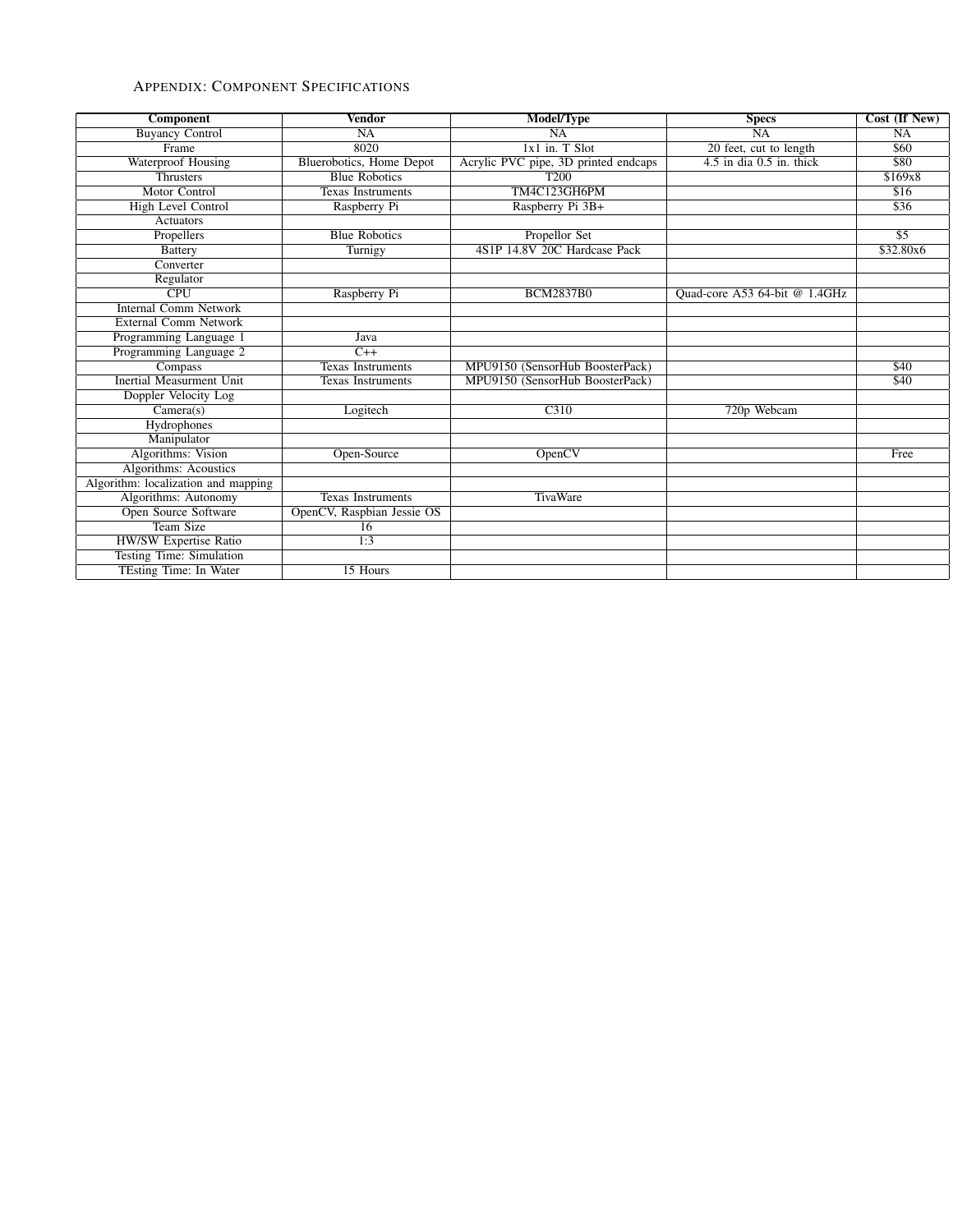## Appendix: Component Specifications

| Component | Vendor | Model/Type | Specs | Cost (If New) |
|---|---|---|---|---|
| Buyancy Control | NA | NA | NA | NA |
| Frame | 8020 | 1x1 in. T Slot | 20 feet, cut to length | $60 |
| Waterproof Housing | Bluerobotics, Home Depot | Acrylic PVC pipe, 3D printed endcaps | 4.5 in dia 0.5 in. thick | $80 |
| Thrusters | Blue Robotics | T200 | | $169x8 |
| Motor Control | Texas Instruments | TM4C123GH6PM | | $16 |
| High Level Control | Raspberry Pi | Raspberry Pi 3B+ | | $36 |
| Actuators | | | | |
| Propellers | Blue Robotics | Propellor Set | | $5 |
| Battery | Turnigy | 4S1P 14.8V 20C Hardcase Pack | | $32.80x6 |
| Converter | | | | |
| Regulator | | | | |
| CPU | Raspberry Pi | BCM2837B0 | Quad-core A53 64-bit @ 1.4GHz | |
| Internal Comm Network | | | | |
| External Comm Network | | | | |
| Programming Language 1 | Java | | | |
| Programming Language 2 | C++ | | | |
| Compass | Texas Instruments | MPU9150 (SensorHub BoosterPack) | | $40 |
| Inertial Measurment Unit | Texas Instruments | MPU9150 (SensorHub BoosterPack) | | $40 |
| Doppler Velocity Log | | | | |
| Camera(s) | Logitech | C310 | 720p Webcam | |
| Hydrophones | | | | |
| Manipulator | | | | |
| Algorithms: Vision | Open-Source | OpenCV | | Free |
| Algorithms: Acoustics | | | | |
| Algorithm: localization and mapping | | | | |
| Algorithms: Autonomy | Texas Instruments | TivaWare | | |
| Open Source Software | OpenCV, Raspbian Jessie OS | | | |
| Team Size | 16 | | | |
| HW/SW Expertise Ratio | 1:3 | | | |
| Testing Time: Simulation | | | | |
| TEsting Time: In Water | 15 Hours | | | |